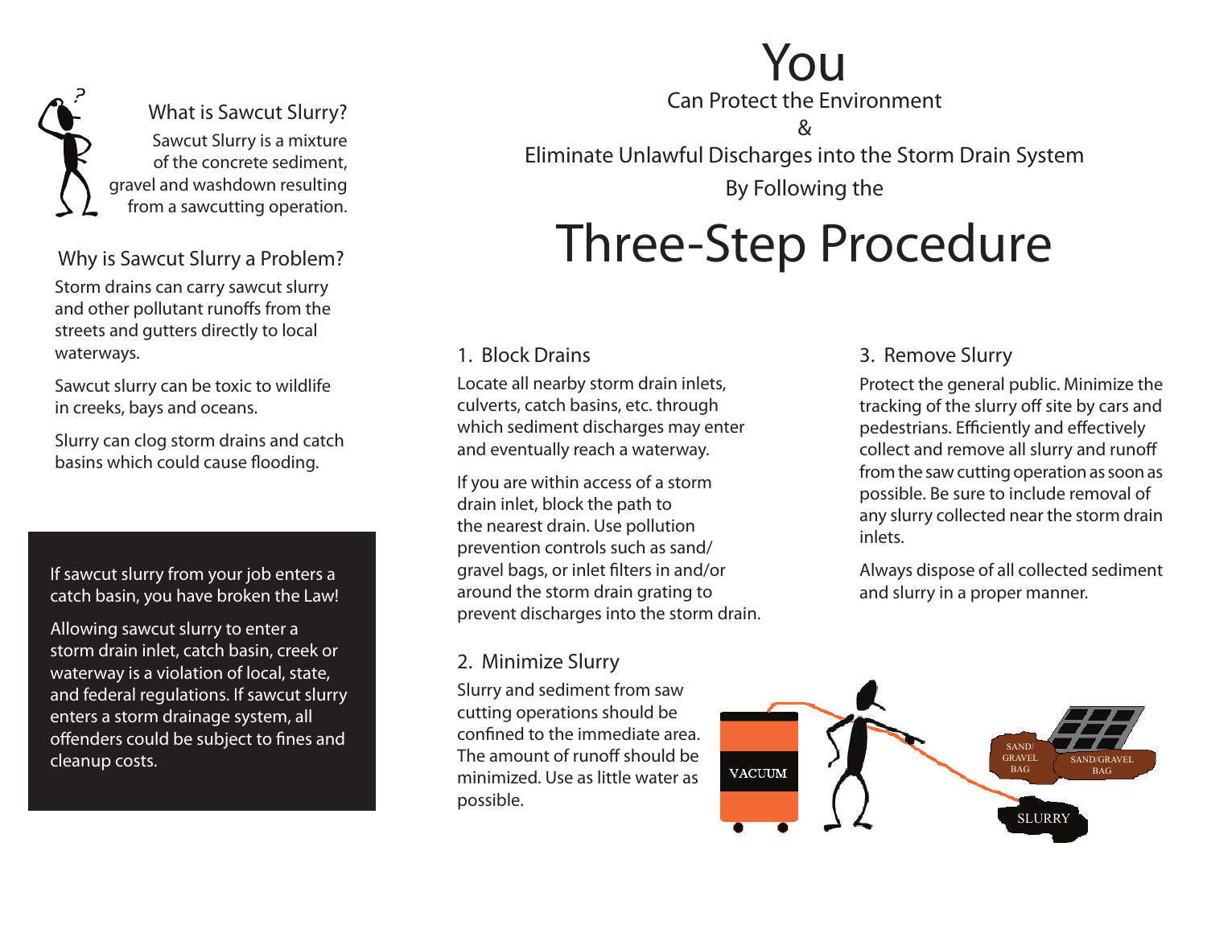## What is Sawcut Slurry?

Sawcut Slurry is a mixture of the concrete sediment, gravel and washdown resulting from a sawcutting operation.

## Why is Sawcut Slurry a Problem?

Storm drains can carry sawcut slurry and other pollutant runoffs from the streets and gutters directly to local waterways.

Sawcut slurry can be toxic to wildlife in creeks, bays and oceans.

Slurry can clog storm drains and catch basins which could cause flooding.

If sawcut slurry from your job enters a catch basin, you have broken the Law!

Allowing sawcut slurry to enter a storm drain inlet, catch basin, creek or waterway is a violation of local, state, and federal regulations. If sawcut slurry enters a storm drainage system, all offenders could be subject to fines and cleanup costs.

# You

Can Protect the Environment

&

Eliminate Unlawful Discharges into the Storm Drain System

By Following the

# Three-Step Procedure

## 1. Block Drains

Locate all nearby storm drain inlets, culverts, catch basins, etc. through which sediment discharges may enter and eventually reach a waterway.

If you are within access of a storm drain inlet, block the path to the nearest drain. Use pollution prevention controls such as sand/gravel bags, or inlet filters in and/or around the storm drain grating to prevent discharges into the storm drain.

## 2. Minimize Slurry

Slurry and sediment from saw cutting operations should be confined to the immediate area. The amount of runoff should be minimized. Use as little water as possible.

## 3. Remove Slurry

Protect the general public. Minimize the tracking of the slurry off site by cars and pedestrians. Efficiently and effectively collect and remove all slurry and runoff from the saw cutting operation as soon as possible. Be sure to include removal of any slurry collected near the storm drain inlets.

Always dispose of all collected sediment and slurry in a proper manner.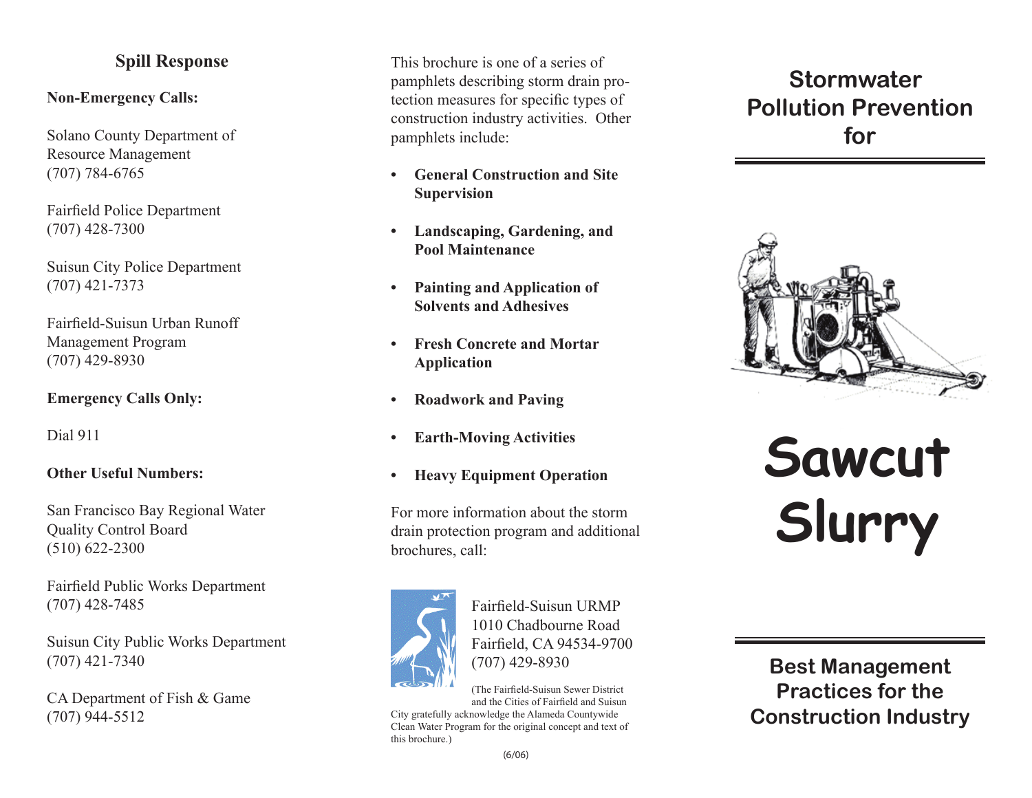## Spill Response

**Non-Emergency Calls:**

Solano County Department of Resource Management
(707) 784-6765

Fairfield Police Department
(707) 428-7300

Suisun City Police Department
(707) 421-7373

Fairfield-Suisun Urban Runoff Management Program
(707) 429-8930

**Emergency Calls Only:**

Dial 911

**Other Useful Numbers:**

San Francisco Bay Regional Water Quality Control Board
(510) 622-2300

Fairfield Public Works Department
(707) 428-7485

Suisun City Public Works Department
(707) 421-7340

CA Department of Fish & Game
(707) 944-5512

This brochure is one of a series of pamphlets describing storm drain protection measures for specific types of construction industry activities. Other pamphlets include:

- **General Construction and Site Supervision**
- **Landscaping, Gardening, and Pool Maintenance**
- **Painting and Application of Solvents and Adhesives**
- **Fresh Concrete and Mortar Application**
- **Roadwork and Paving**
- **Earth-Moving Activities**
- **Heavy Equipment Operation**

For more information about the storm drain protection program and additional brochures, call:

Fairfield-Suisun URMP
1010 Chadbourne Road
Fairfield, CA 94534-9700
(707) 429-8930

(The Fairfield-Suisun Sewer District and the Cities of Fairfield and Suisun City gratefully acknowledge the Alameda Countywide Clean Water Program for the original concept and text of this brochure.)

(6/06)

# Stormwater Pollution Prevention for

# Sawcut Slurry

## Best Management Practices for the Construction Industry